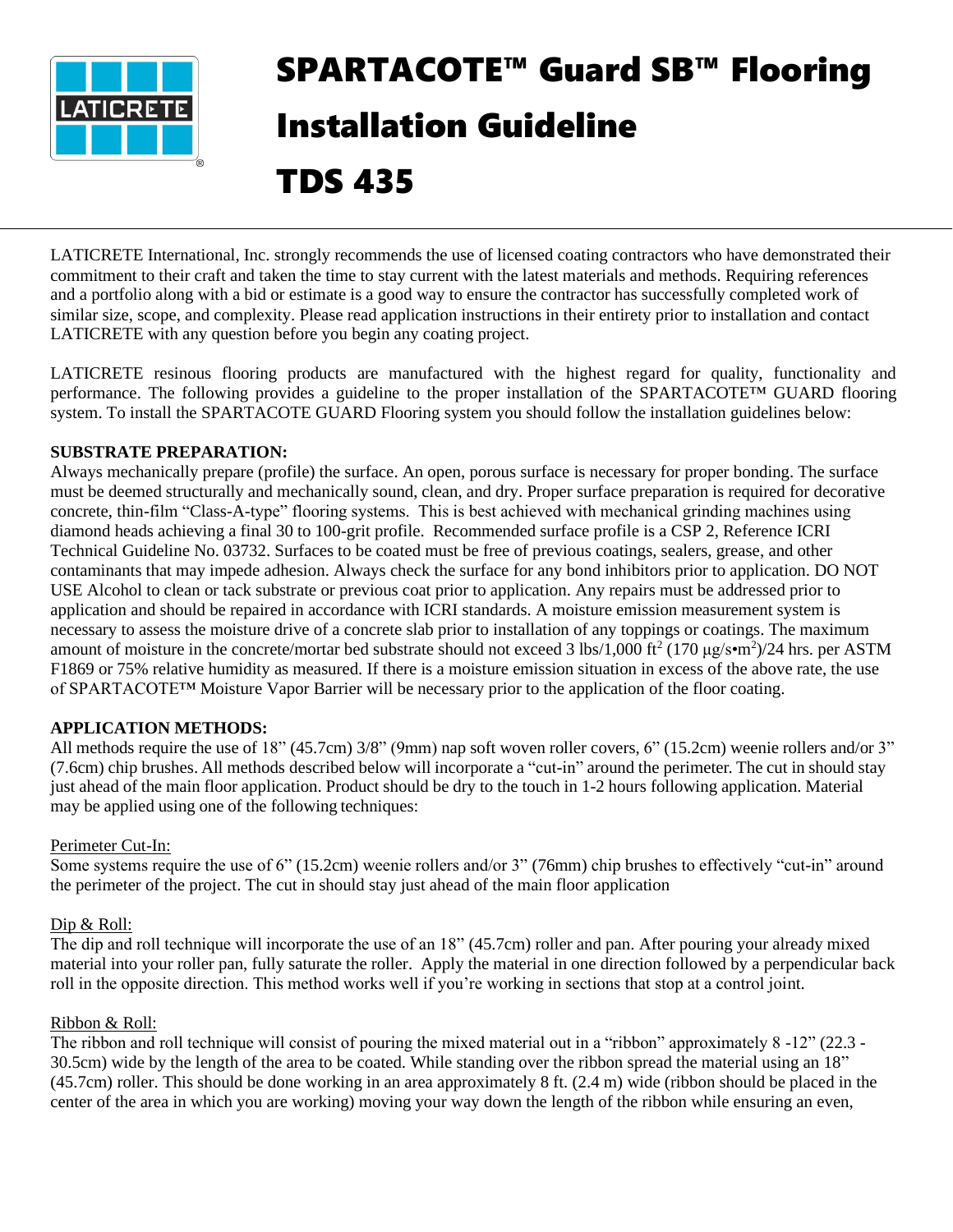# SPARTACOTE™ Guard SB™ Flooring Installation Guideline

# TDS 435

LATICRETE International, Inc. strongly recommends the use of licensed coating contractors who have demonstrated their commitment to their craft and taken the time to stay current with the latest materials and methods. Requiring references and a portfolio along with a bid or estimate is a good way to ensure the contractor has successfully completed work of similar size, scope, and complexity. Please read application instructions in their entirety prior to installation and contact LATICRETE with any question before you begin any coating project.

LATICRETE resinous flooring products are manufactured with the highest regard for quality, functionality and performance. The following provides a guideline to the proper installation of the SPARTACOTE™ GUARD flooring system. To install the SPARTACOTE GUARD Flooring system you should follow the installation guidelines below:

**SUBSTRATE PREPARATION:**
Always mechanically prepare (profile) the surface. An open, porous surface is necessary for proper bonding. The surface must be deemed structurally and mechanically sound, clean, and dry. Proper surface preparation is required for decorative concrete, thin-film "Class-A-type" flooring systems. This is best achieved with mechanical grinding machines using diamond heads achieving a final 30 to 100-grit profile. Recommended surface profile is a CSP 2, Reference ICRI Technical Guideline No. 03732. Surfaces to be coated must be free of previous coatings, sealers, grease, and other contaminants that may impede adhesion. Always check the surface for any bond inhibitors prior to application. DO NOT USE Alcohol to clean or tack substrate or previous coat prior to application. Any repairs must be addressed prior to application and should be repaired in accordance with ICRI standards. A moisture emission measurement system is necessary to assess the moisture drive of a concrete slab prior to installation of any toppings or coatings. The maximum amount of moisture in the concrete/mortar bed substrate should not exceed 3 lbs/1,000 ft$^2$ (170 μg/s•m$^2$)/24 hrs. per ASTM F1869 or 75% relative humidity as measured. If there is a moisture emission situation in excess of the above rate, the use of SPARTACOTE™ Moisture Vapor Barrier will be necessary prior to the application of the floor coating.

**APPLICATION METHODS:**
All methods require the use of 18" (45.7cm) 3/8" (9mm) nap soft woven roller covers, 6" (15.2cm) weenie rollers and/or 3" (7.6cm) chip brushes. All methods described below will incorporate a "cut-in" around the perimeter. The cut in should stay just ahead of the main floor application. Product should be dry to the touch in 1-2 hours following application. Material may be applied using one of the following techniques:

Perimeter Cut-In:
Some systems require the use of 6" (15.2cm) weenie rollers and/or 3" (76mm) chip brushes to effectively "cut-in" around the perimeter of the project. The cut in should stay just ahead of the main floor application

Dip & Roll:
The dip and roll technique will incorporate the use of an 18" (45.7cm) roller and pan. After pouring your already mixed material into your roller pan, fully saturate the roller. Apply the material in one direction followed by a perpendicular back roll in the opposite direction. This method works well if you're working in sections that stop at a control joint.

Ribbon & Roll:
The ribbon and roll technique will consist of pouring the mixed material out in a "ribbon" approximately 8 -12" (22.3 - 30.5cm) wide by the length of the area to be coated. While standing over the ribbon spread the material using an 18" (45.7cm) roller. This should be done working in an area approximately 8 ft. (2.4 m) wide (ribbon should be placed in the center of the area in which you are working) moving your way down the length of the ribbon while ensuring an even,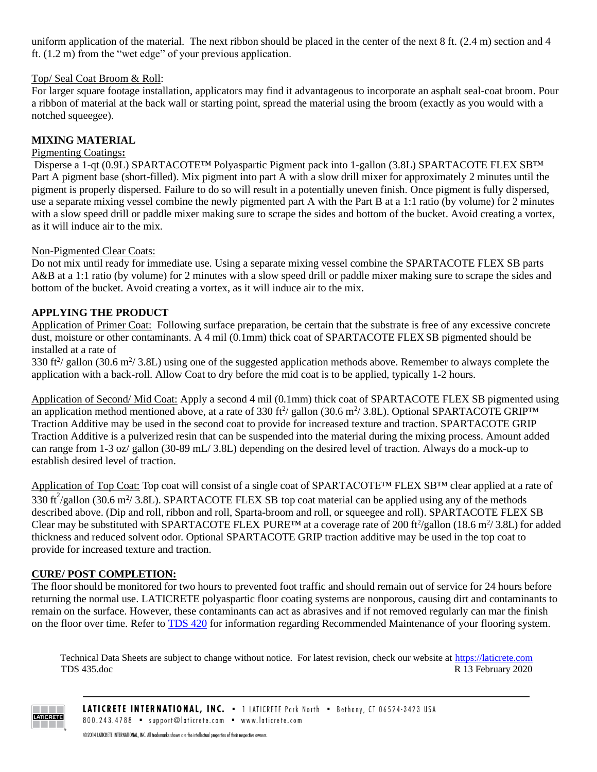uniform application of the material. The next ribbon should be placed in the center of the next 8 ft. (2.4 m) section and 4 ft. (1.2 m) from the "wet edge" of your previous application.

Top/ Seal Coat Broom & Roll:
For larger square footage installation, applicators may find it advantageous to incorporate an asphalt seal-coat broom. Pour a ribbon of material at the back wall or starting point, spread the material using the broom (exactly as you would with a notched squeegee).

## MIXING MATERIAL

Pigmenting Coatings**:**
Disperse a 1-qt (0.9L) SPARTACOTE™ Polyaspartic Pigment pack into 1-gallon (3.8L) SPARTACOTE FLEX SB™ Part A pigment base (short-filled). Mix pigment into part A with a slow drill mixer for approximately 2 minutes until the pigment is properly dispersed. Failure to do so will result in a potentially uneven finish. Once pigment is fully dispersed, use a separate mixing vessel combine the newly pigmented part A with the Part B at a 1:1 ratio (by volume) for 2 minutes with a slow speed drill or paddle mixer making sure to scrape the sides and bottom of the bucket. Avoid creating a vortex, as it will induce air to the mix.

Non-Pigmented Clear Coats:
Do not mix until ready for immediate use. Using a separate mixing vessel combine the SPARTACOTE FLEX SB parts A&B at a 1:1 ratio (by volume) for 2 minutes with a slow speed drill or paddle mixer making sure to scrape the sides and bottom of the bucket. Avoid creating a vortex, as it will induce air to the mix.

## APPLYING THE PRODUCT

Application of Primer Coat: Following surface preparation, be certain that the substrate is free of any excessive concrete dust, moisture or other contaminants. A 4 mil (0.1mm) thick coat of SPARTACOTE FLEX SB pigmented should be installed at a rate of
330 ft$^2$/ gallon (30.6 m$^2$/ 3.8L) using one of the suggested application methods above. Remember to always complete the application with a back-roll. Allow Coat to dry before the mid coat is to be applied, typically 1-2 hours.

Application of Second/ Mid Coat: Apply a second 4 mil (0.1mm) thick coat of SPARTACOTE FLEX SB pigmented using an application method mentioned above, at a rate of 330 ft$^2$/ gallon (30.6 m$^2$/ 3.8L). Optional SPARTACOTE GRIP™ Traction Additive may be used in the second coat to provide for increased texture and traction. SPARTACOTE GRIP Traction Additive is a pulverized resin that can be suspended into the material during the mixing process. Amount added can range from 1-3 oz/ gallon (30-89 mL/ 3.8L) depending on the desired level of traction. Always do a mock-up to establish desired level of traction.

Application of Top Coat: Top coat will consist of a single coat of SPARTACOTE™ FLEX SB™ clear applied at a rate of 330 ft$^2$/gallon (30.6 m$^2$/ 3.8L). SPARTACOTE FLEX SB top coat material can be applied using any of the methods described above. (Dip and roll, ribbon and roll, Sparta-broom and roll, or squeegee and roll). SPARTACOTE FLEX SB Clear may be substituted with SPARTACOTE FLEX PURE™ at a coverage rate of 200 ft$^2$/gallon (18.6 m$^2$/ 3.8L) for added thickness and reduced solvent odor. Optional SPARTACOTE GRIP traction additive may be used in the top coat to provide for increased texture and traction.

## CURE/ POST COMPLETION:

The floor should be monitored for two hours to prevented foot traffic and should remain out of service for 24 hours before returning the normal use. LATICRETE polyaspartic floor coating systems are nonporous, causing dirt and contaminants to remain on the surface. However, these contaminants can act as abrasives and if not removed regularly can mar the finish on the floor over time. Refer to TDS 420 for information regarding Recommended Maintenance of your flooring system.

Technical Data Sheets are subject to change without notice. For latest revision, check our website at https://laticrete.com
TDS 435.doc R 13 February 2020

LATICRETE INTERNATIONAL, INC. ▪ 1 LATICRETE Park North ▪ Bethany, CT 06524-3423 USA
800.243.4788 ▪ support@laticrete.com ▪ www.laticrete.com

©2014 LATICRETE INTERNATIONAL, INC. All trademarks shown are the intellectual properties of their respective owners.